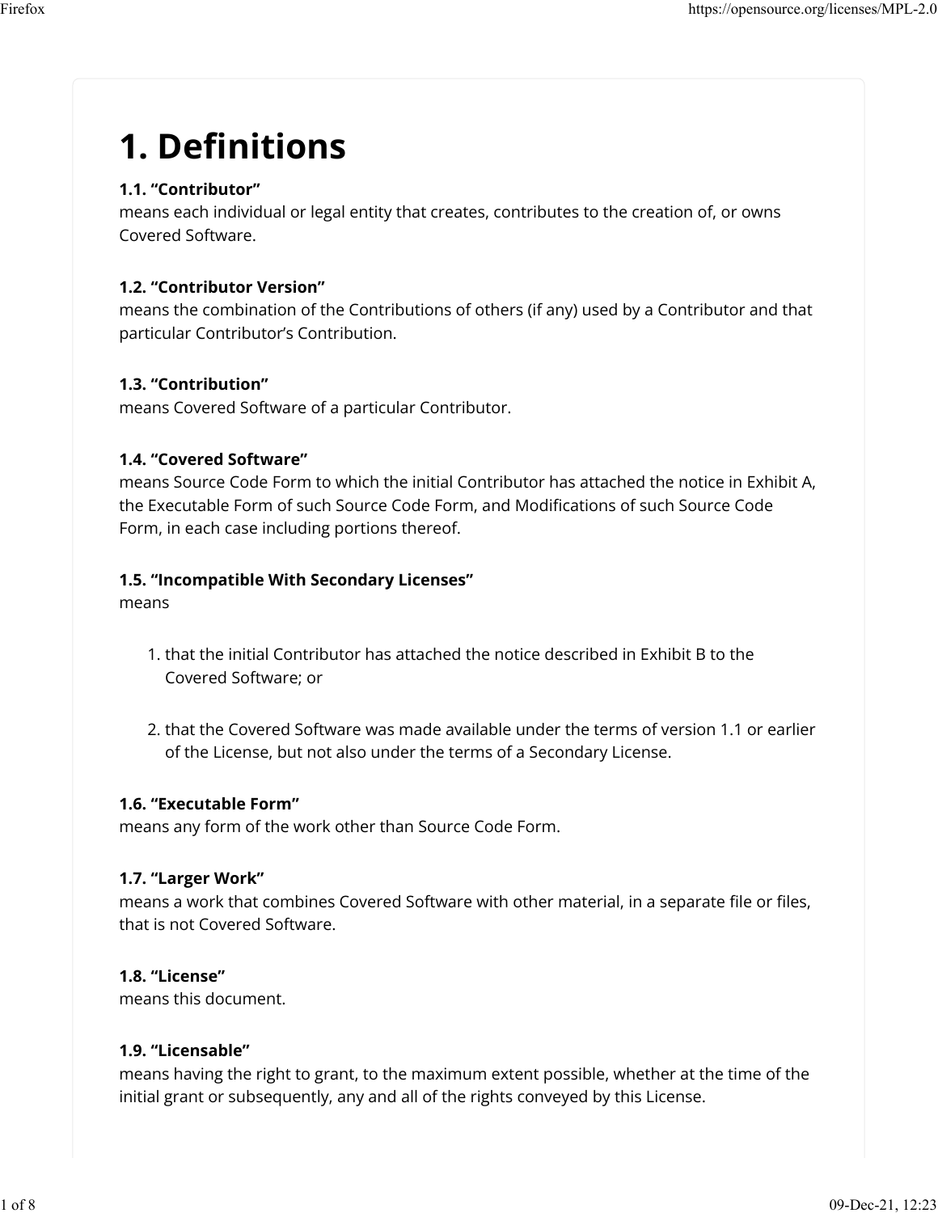# 1. Definitions

**1.1. "Contributor"**
means each individual or legal entity that creates, contributes to the creation of, or owns Covered Software.

**1.2. "Contributor Version"**
means the combination of the Contributions of others (if any) used by a Contributor and that particular Contributor's Contribution.

**1.3. "Contribution"**
means Covered Software of a particular Contributor.

**1.4. "Covered Software"**
means Source Code Form to which the initial Contributor has attached the notice in Exhibit A, the Executable Form of such Source Code Form, and Modifications of such Source Code Form, in each case including portions thereof.

**1.5. "Incompatible With Secondary Licenses"**
means

1. that the initial Contributor has attached the notice described in Exhibit B to the Covered Software; or
2. that the Covered Software was made available under the terms of version 1.1 or earlier of the License, but not also under the terms of a Secondary License.

**1.6. "Executable Form"**
means any form of the work other than Source Code Form.

**1.7. "Larger Work"**
means a work that combines Covered Software with other material, in a separate file or files, that is not Covered Software.

**1.8. "License"**
means this document.

**1.9. "Licensable"**
means having the right to grant, to the maximum extent possible, whether at the time of the initial grant or subsequently, any and all of the rights conveyed by this License.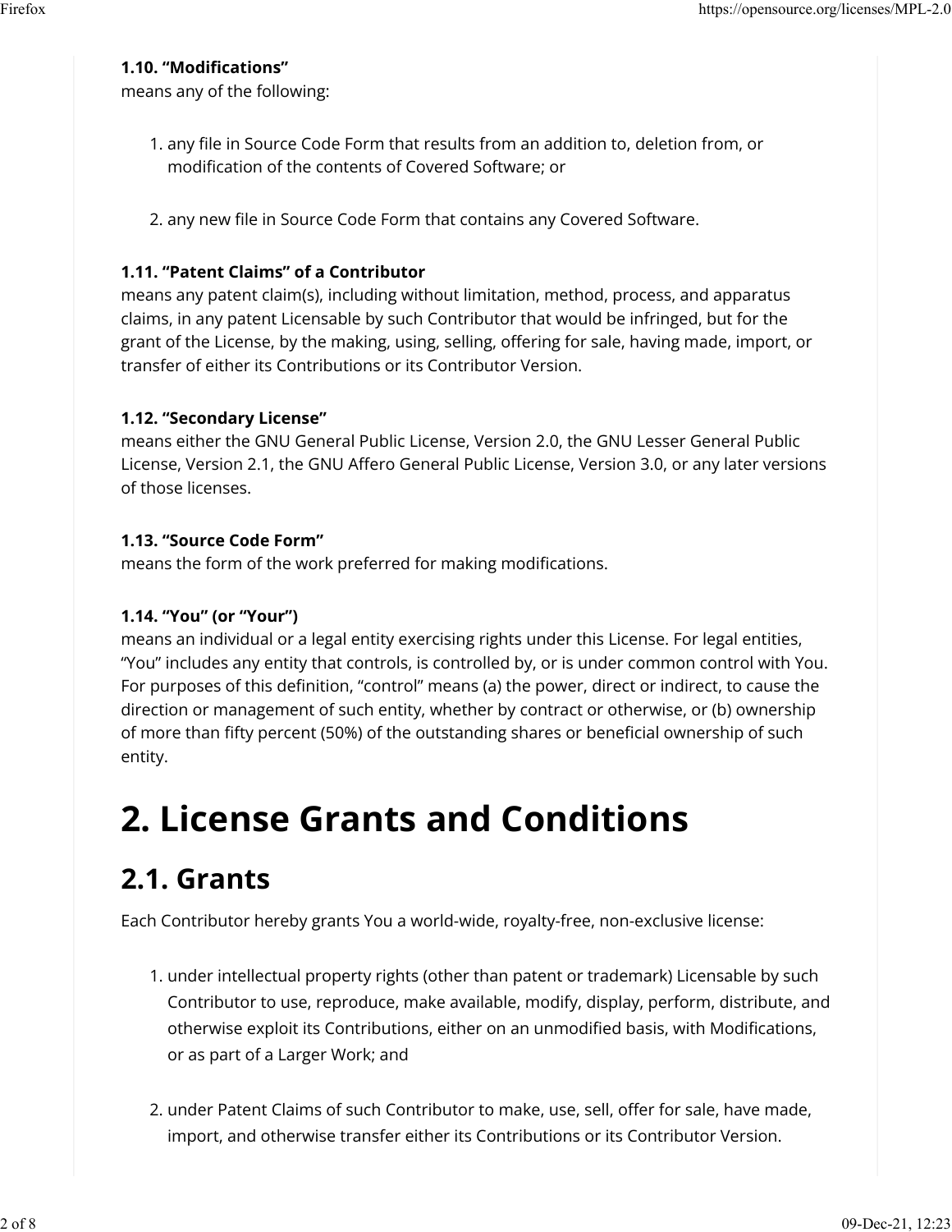**1.10. “Modifications”**
means any of the following:

1. any file in Source Code Form that results from an addition to, deletion from, or modification of the contents of Covered Software; or

2. any new file in Source Code Form that contains any Covered Software.

**1.11. “Patent Claims” of a Contributor**
means any patent claim(s), including without limitation, method, process, and apparatus claims, in any patent Licensable by such Contributor that would be infringed, but for the grant of the License, by the making, using, selling, offering for sale, having made, import, or transfer of either its Contributions or its Contributor Version.

**1.12. “Secondary License”**
means either the GNU General Public License, Version 2.0, the GNU Lesser General Public License, Version 2.1, the GNU Affero General Public License, Version 3.0, or any later versions of those licenses.

**1.13. “Source Code Form”**
means the form of the work preferred for making modifications.

**1.14. “You” (or “Your”)**
means an individual or a legal entity exercising rights under this License. For legal entities, “You” includes any entity that controls, is controlled by, or is under common control with You. For purposes of this definition, “control” means (a) the power, direct or indirect, to cause the direction or management of such entity, whether by contract or otherwise, or (b) ownership of more than fifty percent (50%) of the outstanding shares or beneficial ownership of such entity.

# 2. License Grants and Conditions

## 2.1. Grants

Each Contributor hereby grants You a world-wide, royalty-free, non-exclusive license:

1. under intellectual property rights (other than patent or trademark) Licensable by such Contributor to use, reproduce, make available, modify, display, perform, distribute, and otherwise exploit its Contributions, either on an unmodified basis, with Modifications, or as part of a Larger Work; and

2. under Patent Claims of such Contributor to make, use, sell, offer for sale, have made, import, and otherwise transfer either its Contributions or its Contributor Version.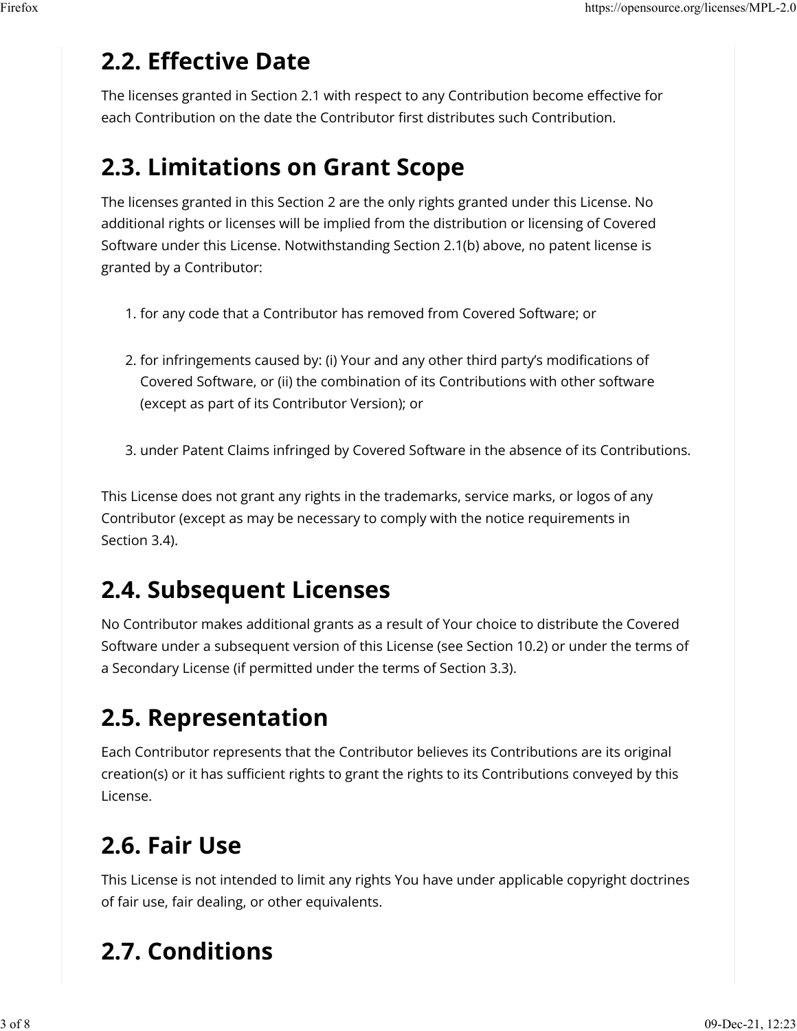## 2.2. Effective Date

The licenses granted in Section 2.1 with respect to any Contribution become effective for each Contribution on the date the Contributor first distributes such Contribution.

## 2.3. Limitations on Grant Scope

The licenses granted in this Section 2 are the only rights granted under this License. No additional rights or licenses will be implied from the distribution or licensing of Covered Software under this License. Notwithstanding Section 2.1(b) above, no patent license is granted by a Contributor:

1. for any code that a Contributor has removed from Covered Software; or
2. for infringements caused by: (i) Your and any other third party's modifications of Covered Software, or (ii) the combination of its Contributions with other software (except as part of its Contributor Version); or
3. under Patent Claims infringed by Covered Software in the absence of its Contributions.

This License does not grant any rights in the trademarks, service marks, or logos of any Contributor (except as may be necessary to comply with the notice requirements in Section 3.4).

## 2.4. Subsequent Licenses

No Contributor makes additional grants as a result of Your choice to distribute the Covered Software under a subsequent version of this License (see Section 10.2) or under the terms of a Secondary License (if permitted under the terms of Section 3.3).

## 2.5. Representation

Each Contributor represents that the Contributor believes its Contributions are its original creation(s) or it has sufficient rights to grant the rights to its Contributions conveyed by this License.

## 2.6. Fair Use

This License is not intended to limit any rights You have under applicable copyright doctrines of fair use, fair dealing, or other equivalents.

## 2.7. Conditions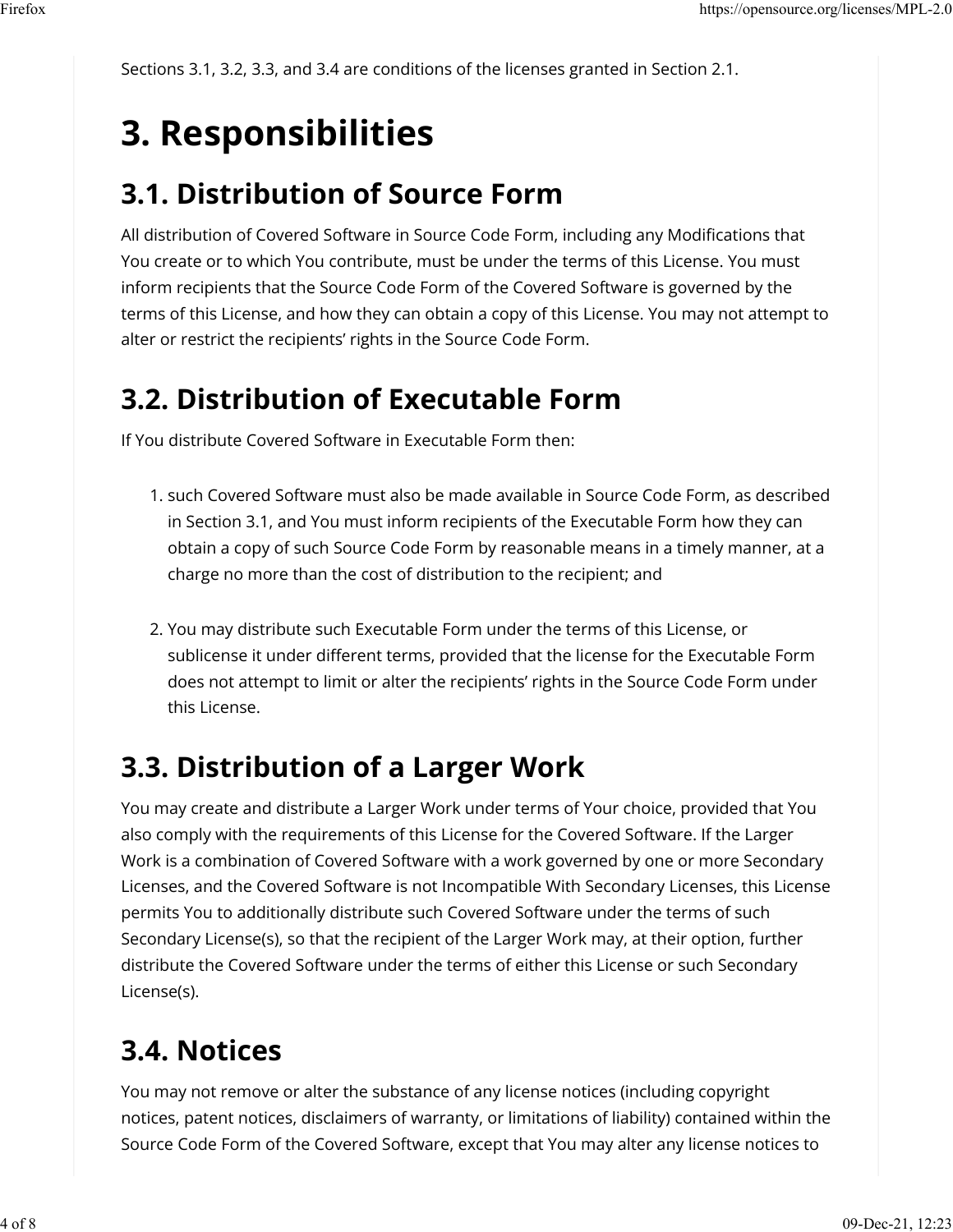Sections 3.1, 3.2, 3.3, and 3.4 are conditions of the licenses granted in Section 2.1.

# 3. Responsibilities

## 3.1. Distribution of Source Form

All distribution of Covered Software in Source Code Form, including any Modifications that You create or to which You contribute, must be under the terms of this License. You must inform recipients that the Source Code Form of the Covered Software is governed by the terms of this License, and how they can obtain a copy of this License. You may not attempt to alter or restrict the recipients' rights in the Source Code Form.

## 3.2. Distribution of Executable Form

If You distribute Covered Software in Executable Form then:

1. such Covered Software must also be made available in Source Code Form, as described in Section 3.1, and You must inform recipients of the Executable Form how they can obtain a copy of such Source Code Form by reasonable means in a timely manner, at a charge no more than the cost of distribution to the recipient; and

2. You may distribute such Executable Form under the terms of this License, or sublicense it under different terms, provided that the license for the Executable Form does not attempt to limit or alter the recipients' rights in the Source Code Form under this License.

## 3.3. Distribution of a Larger Work

You may create and distribute a Larger Work under terms of Your choice, provided that You also comply with the requirements of this License for the Covered Software. If the Larger Work is a combination of Covered Software with a work governed by one or more Secondary Licenses, and the Covered Software is not Incompatible With Secondary Licenses, this License permits You to additionally distribute such Covered Software under the terms of such Secondary License(s), so that the recipient of the Larger Work may, at their option, further distribute the Covered Software under the terms of either this License or such Secondary License(s).

## 3.4. Notices

You may not remove or alter the substance of any license notices (including copyright notices, patent notices, disclaimers of warranty, or limitations of liability) contained within the Source Code Form of the Covered Software, except that You may alter any license notices to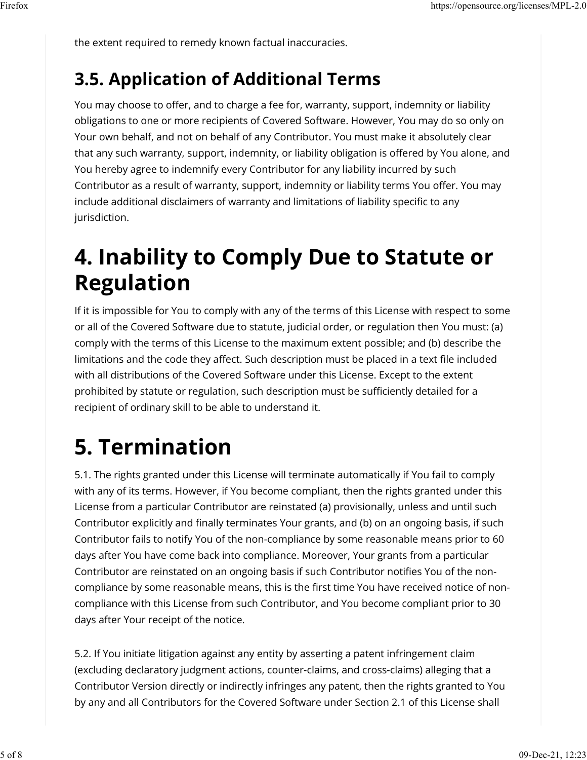the extent required to remedy known factual inaccuracies.

## 3.5. Application of Additional Terms

You may choose to offer, and to charge a fee for, warranty, support, indemnity or liability obligations to one or more recipients of Covered Software. However, You may do so only on Your own behalf, and not on behalf of any Contributor. You must make it absolutely clear that any such warranty, support, indemnity, or liability obligation is offered by You alone, and You hereby agree to indemnify every Contributor for any liability incurred by such Contributor as a result of warranty, support, indemnity or liability terms You offer. You may include additional disclaimers of warranty and limitations of liability specific to any jurisdiction.

# 4. Inability to Comply Due to Statute or Regulation

If it is impossible for You to comply with any of the terms of this License with respect to some or all of the Covered Software due to statute, judicial order, or regulation then You must: (a) comply with the terms of this License to the maximum extent possible; and (b) describe the limitations and the code they affect. Such description must be placed in a text file included with all distributions of the Covered Software under this License. Except to the extent prohibited by statute or regulation, such description must be sufficiently detailed for a recipient of ordinary skill to be able to understand it.

# 5. Termination

5.1. The rights granted under this License will terminate automatically if You fail to comply with any of its terms. However, if You become compliant, then the rights granted under this License from a particular Contributor are reinstated (a) provisionally, unless and until such Contributor explicitly and finally terminates Your grants, and (b) on an ongoing basis, if such Contributor fails to notify You of the non-compliance by some reasonable means prior to 60 days after You have come back into compliance. Moreover, Your grants from a particular Contributor are reinstated on an ongoing basis if such Contributor notifies You of the non-compliance by some reasonable means, this is the first time You have received notice of non-compliance with this License from such Contributor, and You become compliant prior to 30 days after Your receipt of the notice.

5.2. If You initiate litigation against any entity by asserting a patent infringement claim (excluding declaratory judgment actions, counter-claims, and cross-claims) alleging that a Contributor Version directly or indirectly infringes any patent, then the rights granted to You by any and all Contributors for the Covered Software under Section 2.1 of this License shall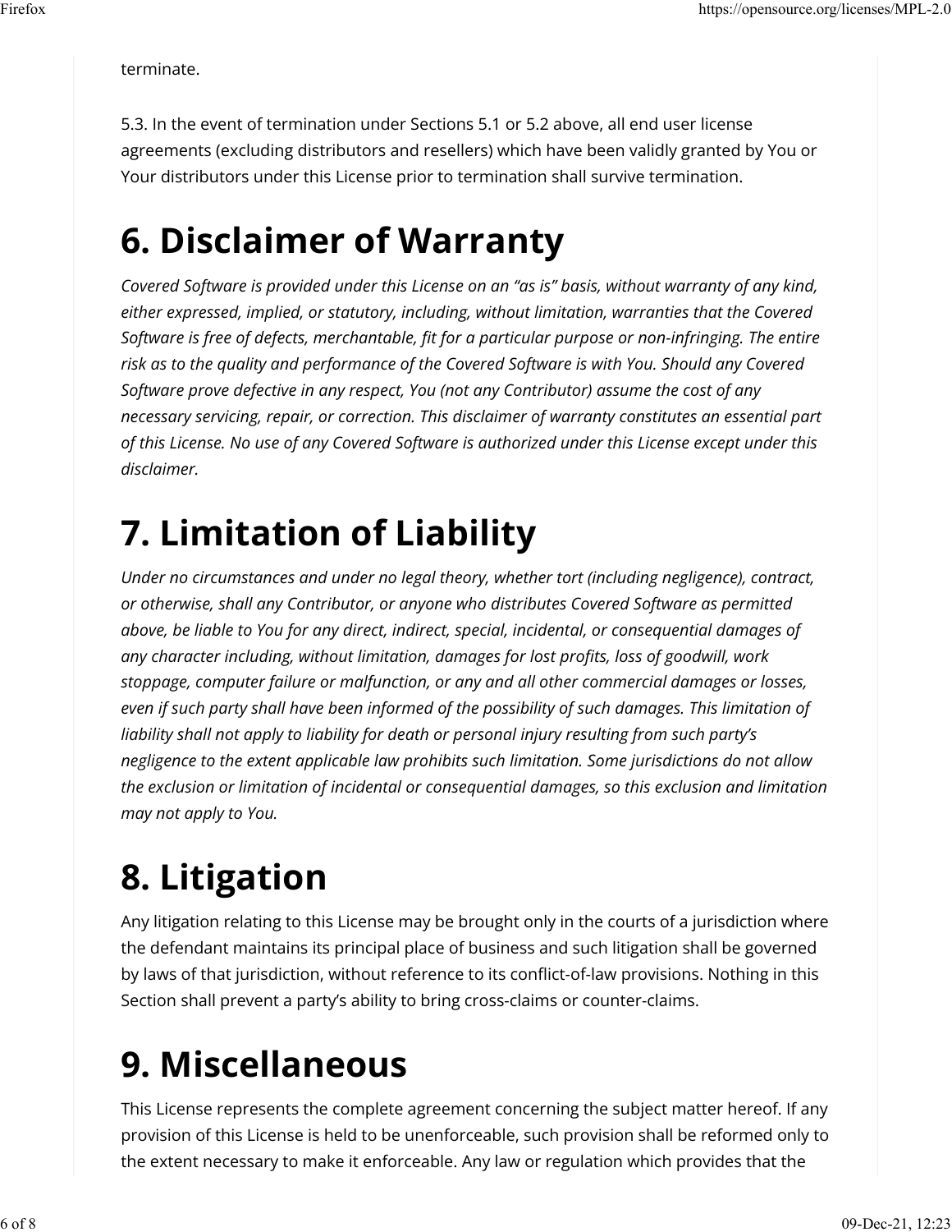terminate.

5.3. In the event of termination under Sections 5.1 or 5.2 above, all end user license agreements (excluding distributors and resellers) which have been validly granted by You or Your distributors under this License prior to termination shall survive termination.

# 6. Disclaimer of Warranty

*Covered Software is provided under this License on an “as is” basis, without warranty of any kind, either expressed, implied, or statutory, including, without limitation, warranties that the Covered Software is free of defects, merchantable, fit for a particular purpose or non-infringing. The entire risk as to the quality and performance of the Covered Software is with You. Should any Covered Software prove defective in any respect, You (not any Contributor) assume the cost of any necessary servicing, repair, or correction. This disclaimer of warranty constitutes an essential part of this License. No use of any Covered Software is authorized under this License except under this disclaimer.*

# 7. Limitation of Liability

*Under no circumstances and under no legal theory, whether tort (including negligence), contract, or otherwise, shall any Contributor, or anyone who distributes Covered Software as permitted above, be liable to You for any direct, indirect, special, incidental, or consequential damages of any character including, without limitation, damages for lost profits, loss of goodwill, work stoppage, computer failure or malfunction, or any and all other commercial damages or losses, even if such party shall have been informed of the possibility of such damages. This limitation of liability shall not apply to liability for death or personal injury resulting from such party’s negligence to the extent applicable law prohibits such limitation. Some jurisdictions do not allow the exclusion or limitation of incidental or consequential damages, so this exclusion and limitation may not apply to You.*

# 8. Litigation

Any litigation relating to this License may be brought only in the courts of a jurisdiction where the defendant maintains its principal place of business and such litigation shall be governed by laws of that jurisdiction, without reference to its conflict-of-law provisions. Nothing in this Section shall prevent a party’s ability to bring cross-claims or counter-claims.

# 9. Miscellaneous

This License represents the complete agreement concerning the subject matter hereof. If any provision of this License is held to be unenforceable, such provision shall be reformed only to the extent necessary to make it enforceable. Any law or regulation which provides that the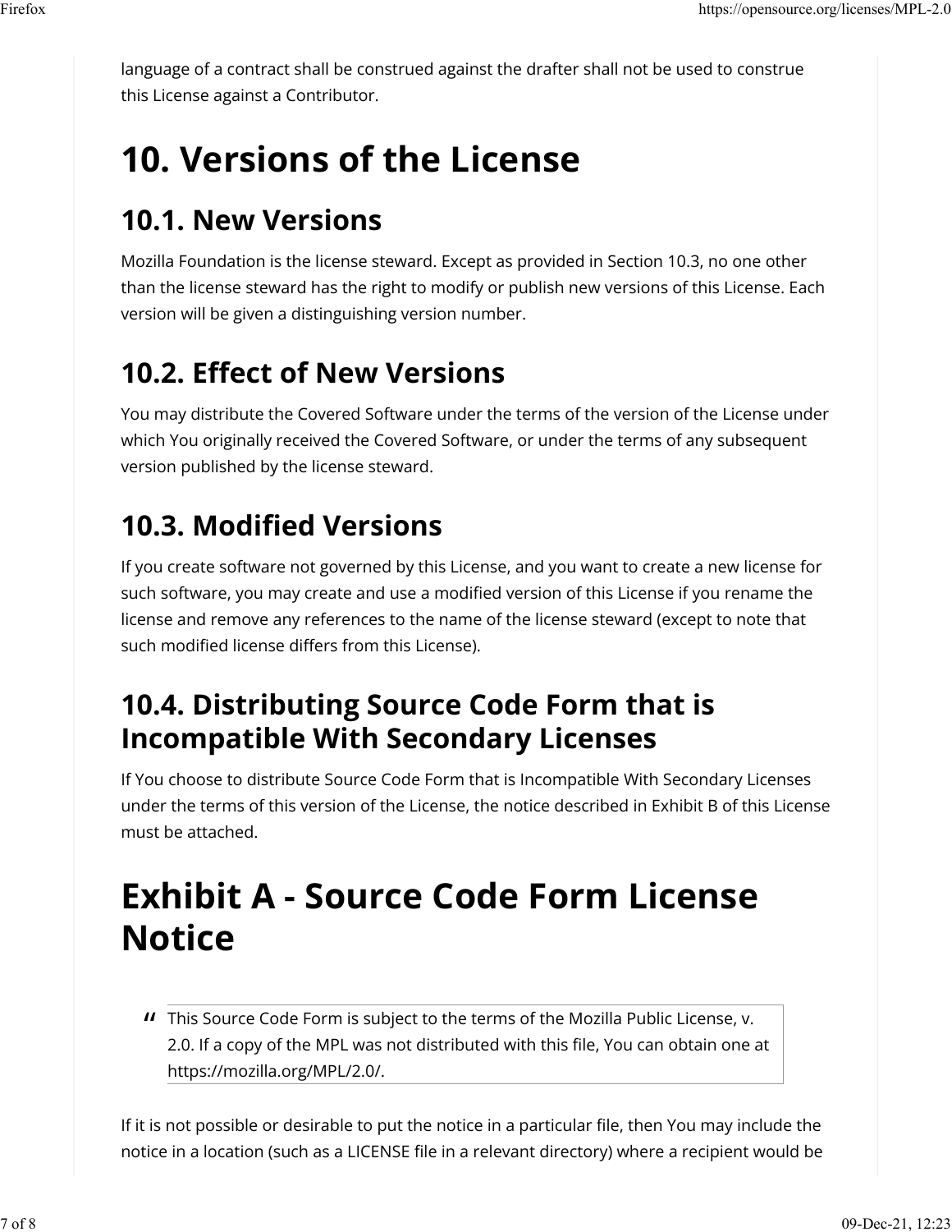language of a contract shall be construed against the drafter shall not be used to construe this License against a Contributor.

# 10. Versions of the License

## 10.1. New Versions

Mozilla Foundation is the license steward. Except as provided in Section 10.3, no one other than the license steward has the right to modify or publish new versions of this License. Each version will be given a distinguishing version number.

## 10.2. Effect of New Versions

You may distribute the Covered Software under the terms of the version of the License under which You originally received the Covered Software, or under the terms of any subsequent version published by the license steward.

## 10.3. Modified Versions

If you create software not governed by this License, and you want to create a new license for such software, you may create and use a modified version of this License if you rename the license and remove any references to the name of the license steward (except to note that such modified license differs from this License).

## 10.4. Distributing Source Code Form that is Incompatible With Secondary Licenses

If You choose to distribute Source Code Form that is Incompatible With Secondary Licenses under the terms of this version of the License, the notice described in Exhibit B of this License must be attached.

# Exhibit A - Source Code Form License Notice

> This Source Code Form is subject to the terms of the Mozilla Public License, v. 2.0. If a copy of the MPL was not distributed with this file, You can obtain one at https://mozilla.org/MPL/2.0/.

If it is not possible or desirable to put the notice in a particular file, then You may include the notice in a location (such as a LICENSE file in a relevant directory) where a recipient would be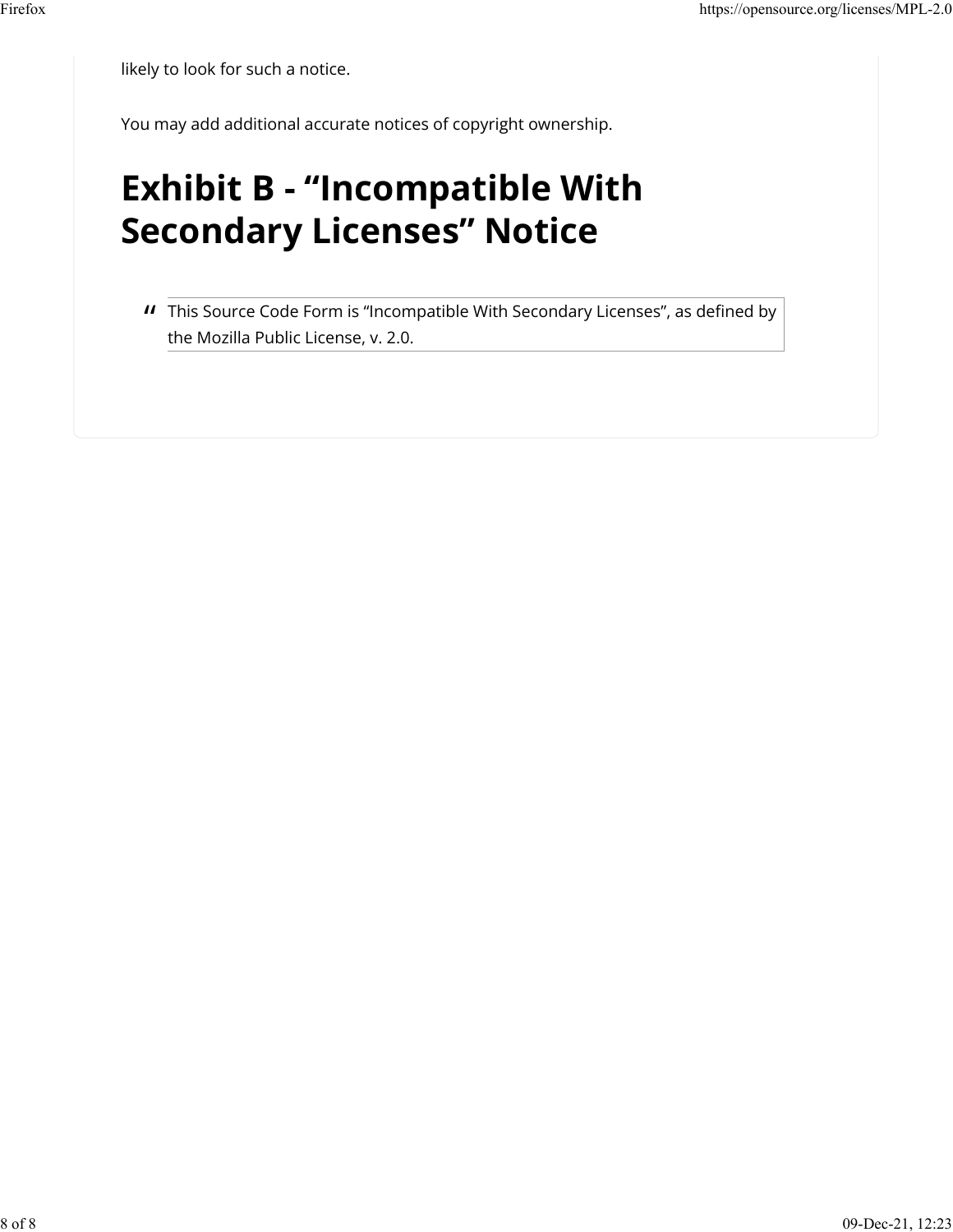likely to look for such a notice.

You may add additional accurate notices of copyright ownership.

## Exhibit B - “Incompatible With Secondary Licenses” Notice

> This Source Code Form is “Incompatible With Secondary Licenses”, as defined by the Mozilla Public License, v. 2.0.